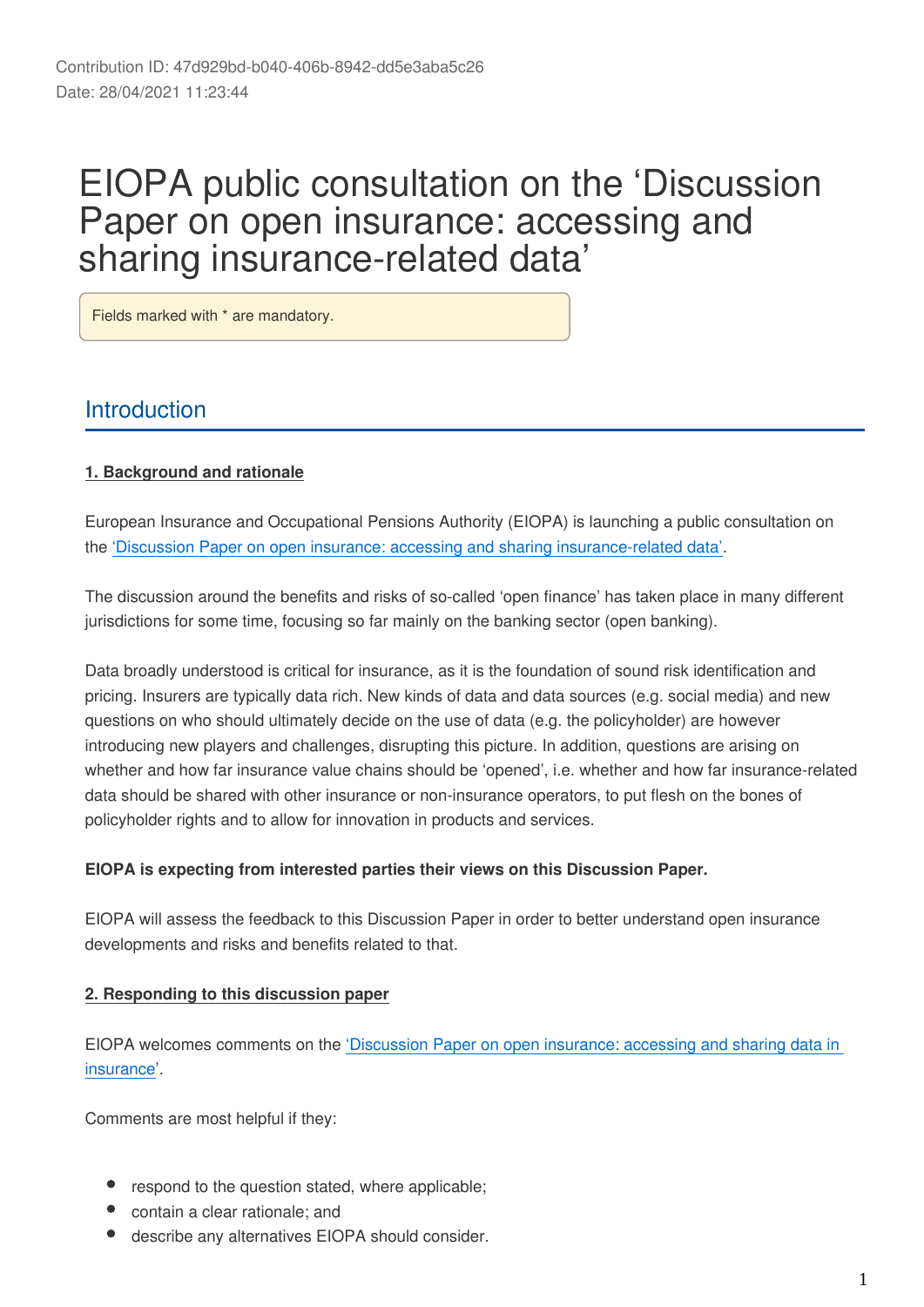Contribution ID: 47d929bd-b040-406b-8942-dd5e3aba5c26
Date: 28/04/2021 11:23:44

# EIOPA public consultation on the 'Discussion Paper on open insurance: accessing and sharing insurance-related data'

Fields marked with * are mandatory.

## Introduction

**1. Background and rationale**

European Insurance and Occupational Pensions Authority (EIOPA) is launching a public consultation on the 'Discussion Paper on open insurance: accessing and sharing insurance-related data'.

The discussion around the benefits and risks of so-called 'open finance' has taken place in many different jurisdictions for some time, focusing so far mainly on the banking sector (open banking).

Data broadly understood is critical for insurance, as it is the foundation of sound risk identification and pricing. Insurers are typically data rich. New kinds of data and data sources (e.g. social media) and new questions on who should ultimately decide on the use of data (e.g. the policyholder) are however introducing new players and challenges, disrupting this picture. In addition, questions are arising on whether and how far insurance value chains should be 'opened', i.e. whether and how far insurance-related data should be shared with other insurance or non-insurance operators, to put flesh on the bones of policyholder rights and to allow for innovation in products and services.

**EIOPA is expecting from interested parties their views on this Discussion Paper.**

EIOPA will assess the feedback to this Discussion Paper in order to better understand open insurance developments and risks and benefits related to that.

**2. Responding to this discussion paper**

EIOPA welcomes comments on the 'Discussion Paper on open insurance: accessing and sharing data in insurance'.

Comments are most helpful if they:

- respond to the question stated, where applicable;
- contain a clear rationale; and
- describe any alternatives EIOPA should consider.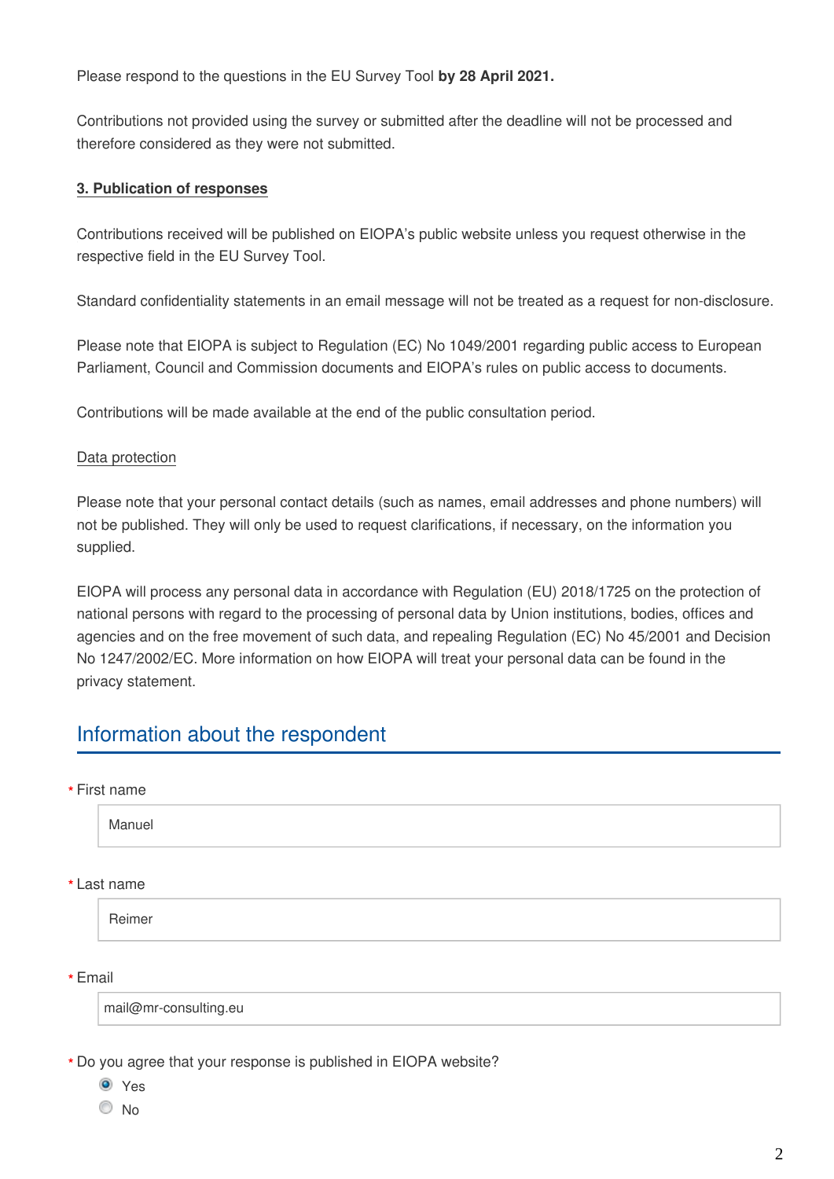Please respond to the questions in the EU Survey Tool **by 28 April 2021.**

Contributions not provided using the survey or submitted after the deadline will not be processed and therefore considered as they were not submitted.

### 3. Publication of responses

Contributions received will be published on EIOPA's public website unless you request otherwise in the respective field in the EU Survey Tool.

Standard confidentiality statements in an email message will not be treated as a request for non-disclosure.

Please note that EIOPA is subject to Regulation (EC) No 1049/2001 regarding public access to European Parliament, Council and Commission documents and EIOPA's rules on public access to documents.

Contributions will be made available at the end of the public consultation period.

Data protection

Please note that your personal contact details (such as names, email addresses and phone numbers) will not be published. They will only be used to request clarifications, if necessary, on the information you supplied.

EIOPA will process any personal data in accordance with Regulation (EU) 2018/1725 on the protection of national persons with regard to the processing of personal data by Union institutions, bodies, offices and agencies and on the free movement of such data, and repealing Regulation (EC) No 45/2001 and Decision No 1247/2002/EC. More information on how EIOPA will treat your personal data can be found in the privacy statement.

## Information about the respondent

* First name

Manuel

* Last name

Reimer

* Email

mail@mr-consulting.eu

* Do you agree that your response is published in EIOPA website?

- [x] Yes
- [ ] No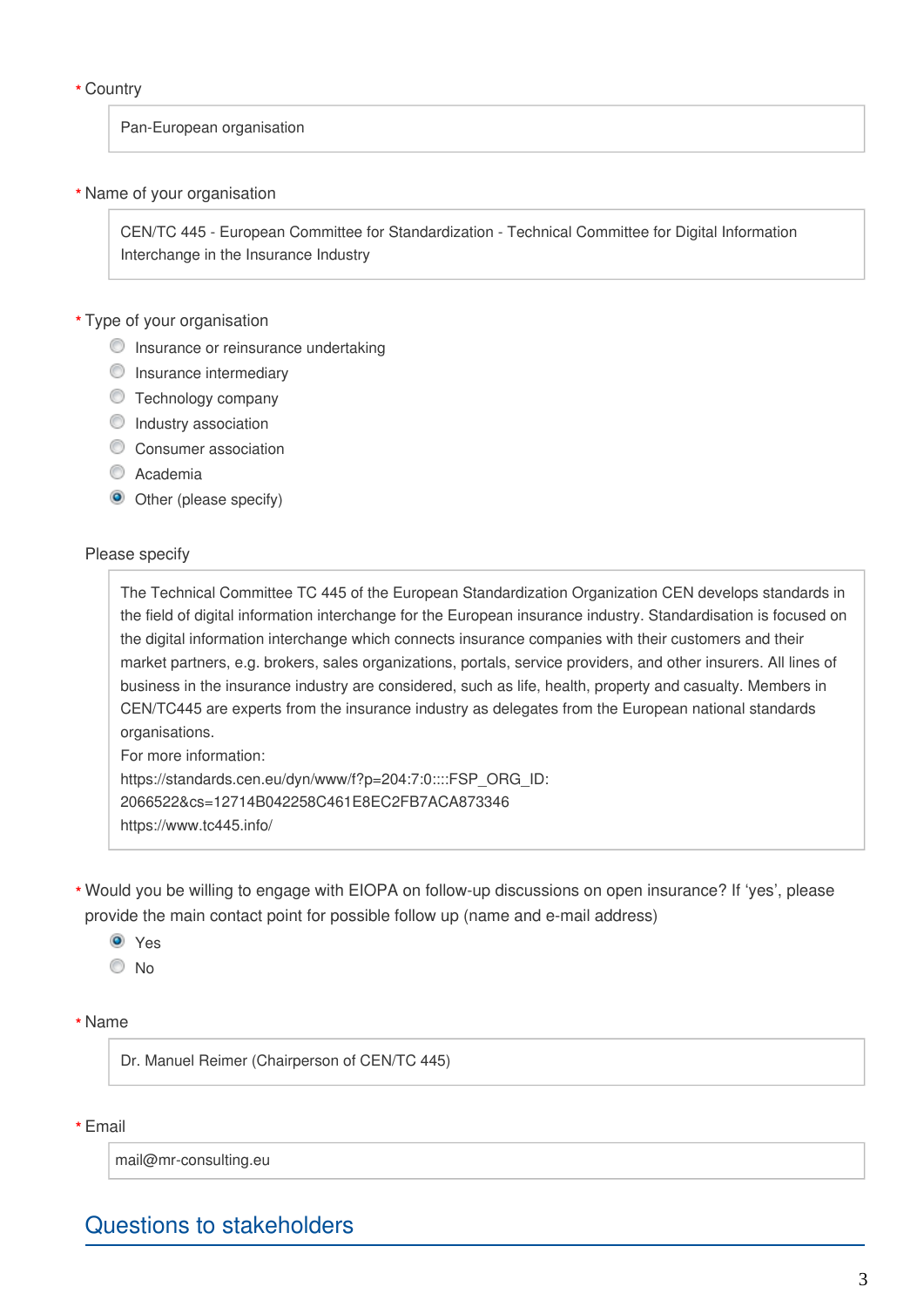\* Country

Pan-European organisation

\* Name of your organisation

CEN/TC 445 - European Committee for Standardization - Technical Committee for Digital Information Interchange in the Insurance Industry

\* Type of your organisation

- ○ Insurance or reinsurance undertaking
- ○ Insurance intermediary
- ○ Technology company
- ○ Industry association
- ○ Consumer association
- ○ Academia
- ● Other (please specify)

Please specify

The Technical Committee TC 445 of the European Standardization Organization CEN develops standards in the field of digital information interchange for the European insurance industry. Standardisation is focused on the digital information interchange which connects insurance companies with their customers and their market partners, e.g. brokers, sales organizations, portals, service providers, and other insurers. All lines of business in the insurance industry are considered, such as life, health, property and casualty. Members in CEN/TC445 are experts from the insurance industry as delegates from the European national standards organisations.
For more information:
https://standards.cen.eu/dyn/www/f?p=204:7:0::::FSP_ORG_ID:2066522&cs=12714B042258C461E8EC2FB7ACA873346
https://www.tc445.info/

\* Would you be willing to engage with EIOPA on follow-up discussions on open insurance? If 'yes', please provide the main contact point for possible follow up (name and e-mail address)

- ● Yes
- ○ No

\* Name

Dr. Manuel Reimer (Chairperson of CEN/TC 445)

\* Email

mail@mr-consulting.eu

## Questions to stakeholders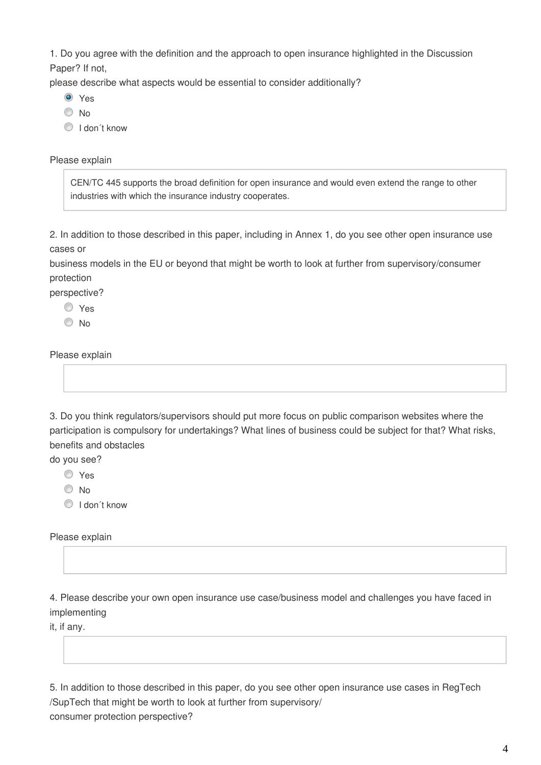1. Do you agree with the definition and the approach to open insurance highlighted in the Discussion Paper? If not, please describe what aspects would be essential to consider additionally?

- [x] Yes
- [ ] No
- [ ] I don´t know

Please explain

> CEN/TC 445 supports the broad definition for open insurance and would even extend the range to other industries with which the insurance industry cooperates.

2. In addition to those described in this paper, including in Annex 1, do you see other open insurance use cases or business models in the EU or beyond that might be worth to look at further from supervisory/consumer protection perspective?

- [ ] Yes
- [ ] No

Please explain

3. Do you think regulators/supervisors should put more focus on public comparison websites where the participation is compulsory for undertakings? What lines of business could be subject for that? What risks, benefits and obstacles do you see?

- [ ] Yes
- [ ] No
- [ ] I don´t know

Please explain

4. Please describe your own open insurance use case/business model and challenges you have faced in implementing it, if any.

5. In addition to those described in this paper, do you see other open insurance use cases in RegTech /SupTech that might be worth to look at further from supervisory/ consumer protection perspective?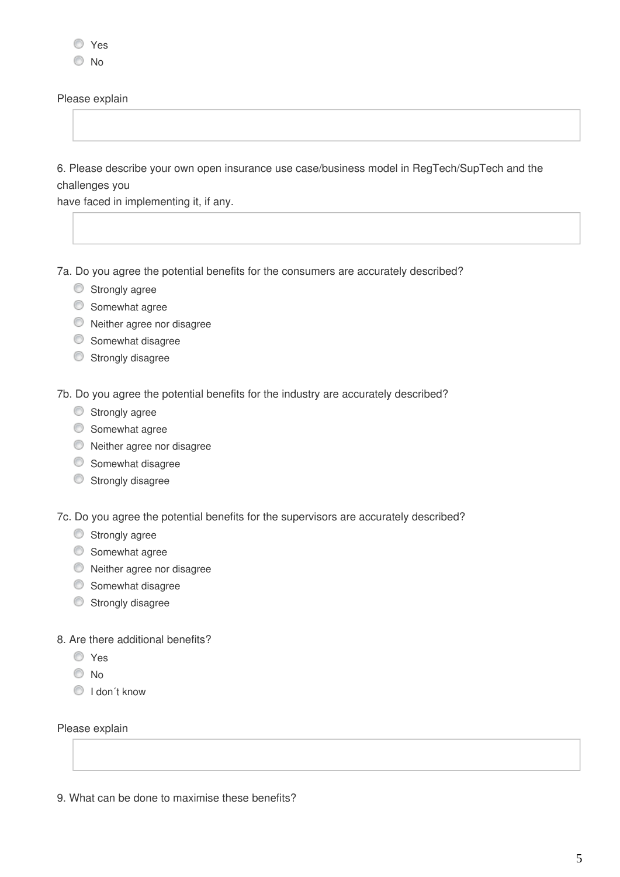- Yes
- No

Please explain

6. Please describe your own open insurance use case/business model in RegTech/SupTech and the challenges you
have faced in implementing it, if any.

7a. Do you agree the potential benefits for the consumers are accurately described?

- Strongly agree
- Somewhat agree
- Neither agree nor disagree
- Somewhat disagree
- Strongly disagree

7b. Do you agree the potential benefits for the industry are accurately described?

- Strongly agree
- Somewhat agree
- Neither agree nor disagree
- Somewhat disagree
- Strongly disagree

7c. Do you agree the potential benefits for the supervisors are accurately described?

- Strongly agree
- Somewhat agree
- Neither agree nor disagree
- Somewhat disagree
- Strongly disagree

8. Are there additional benefits?

- Yes
- No
- I don´t know

Please explain

9. What can be done to maximise these benefits?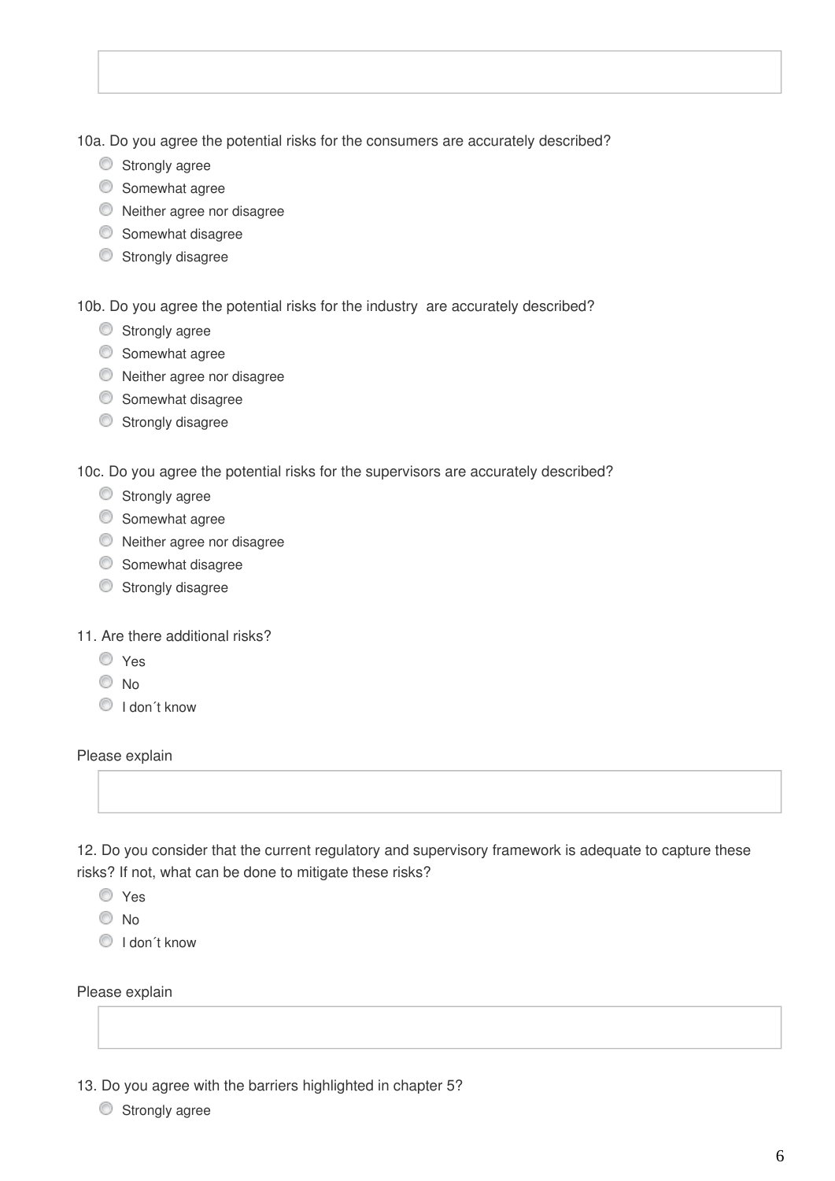10a. Do you agree the potential risks for the consumers are accurately described?

- Strongly agree
- Somewhat agree
- Neither agree nor disagree
- Somewhat disagree
- Strongly disagree

10b. Do you agree the potential risks for the industry are accurately described?

- Strongly agree
- Somewhat agree
- Neither agree nor disagree
- Somewhat disagree
- Strongly disagree

10c. Do you agree the potential risks for the supervisors are accurately described?

- Strongly agree
- Somewhat agree
- Neither agree nor disagree
- Somewhat disagree
- Strongly disagree

11. Are there additional risks?

- Yes
- No
- I don´t know

Please explain

12. Do you consider that the current regulatory and supervisory framework is adequate to capture these risks? If not, what can be done to mitigate these risks?

- Yes
- No
- I don´t know

Please explain

13. Do you agree with the barriers highlighted in chapter 5?

- Strongly agree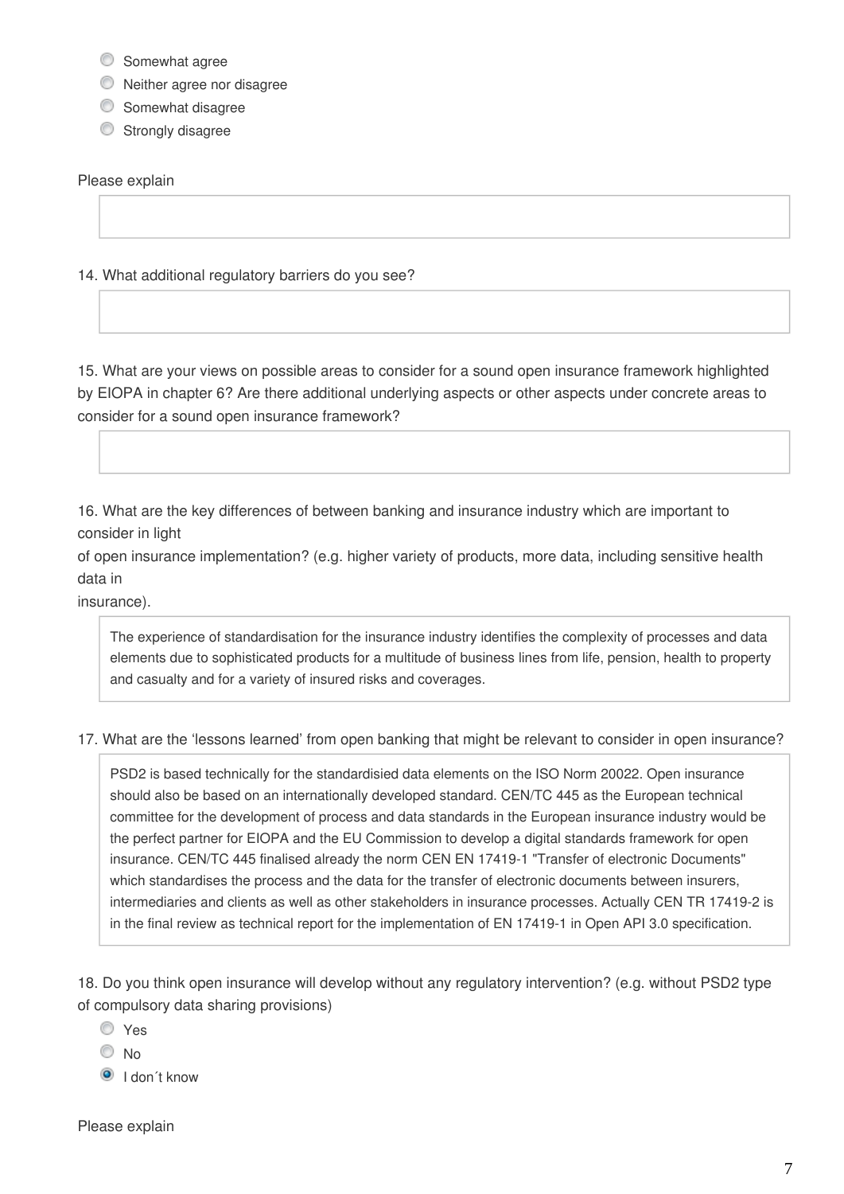- ○ Somewhat agree
- ○ Neither agree nor disagree
- ○ Somewhat disagree
- ○ Strongly disagree

Please explain

14. What additional regulatory barriers do you see?

15. What are your views on possible areas to consider for a sound open insurance framework highlighted by EIOPA in chapter 6? Are there additional underlying aspects or other aspects under concrete areas to consider for a sound open insurance framework?

16. What are the key differences of between banking and insurance industry which are important to consider in light of open insurance implementation? (e.g. higher variety of products, more data, including sensitive health data in insurance).

> The experience of standardisation for the insurance industry identifies the complexity of processes and data elements due to sophisticated products for a multitude of business lines from life, pension, health to property and casualty and for a variety of insured risks and coverages.

17. What are the 'lessons learned' from open banking that might be relevant to consider in open insurance?

> PSD2 is based technically for the standardisied data elements on the ISO Norm 20022. Open insurance should also be based on an internationally developed standard. CEN/TC 445 as the European technical committee for the development of process and data standards in the European insurance industry would be the perfect partner for EIOPA and the EU Commission to develop a digital standards framework for open insurance. CEN/TC 445 finalised already the norm CEN EN 17419-1 "Transfer of electronic Documents" which standardises the process and the data for the transfer of electronic documents between insurers, intermediaries and clients as well as other stakeholders in insurance processes. Actually CEN TR 17419-2 is in the final review as technical report for the implementation of EN 17419-1 in Open API 3.0 specification.

18. Do you think open insurance will develop without any regulatory intervention? (e.g. without PSD2 type of compulsory data sharing provisions)

- ○ Yes
- ○ No
- ◉ I don´t know

Please explain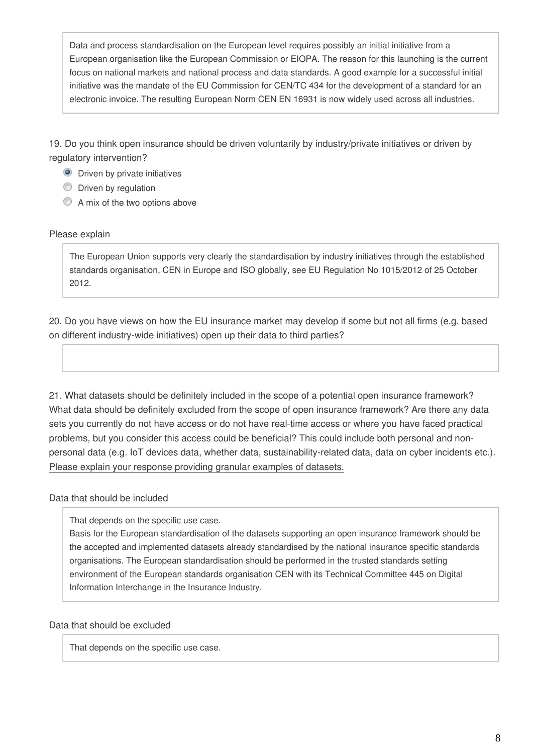Data and process standardisation on the European level requires possibly an initial initiative from a European organisation like the European Commission or EIOPA. The reason for this launching is the current focus on national markets and national process and data standards. A good example for a successful initial initiative was the mandate of the EU Commission for CEN/TC 434 for the development of a standard for an electronic invoice. The resulting European Norm CEN EN 16931 is now widely used across all industries.

19. Do you think open insurance should be driven voluntarily by industry/private initiatives or driven by regulatory intervention?

- [x] Driven by private initiatives
- [ ] Driven by regulation
- [ ] A mix of the two options above

Please explain

The European Union supports very clearly the standardisation by industry initiatives through the established standards organisation, CEN in Europe and ISO globally, see EU Regulation No 1015/2012 of 25 October 2012.

20. Do you have views on how the EU insurance market may develop if some but not all firms (e.g. based on different industry-wide initiatives) open up their data to third parties?

21. What datasets should be definitely included in the scope of a potential open insurance framework? What data should be definitely excluded from the scope of open insurance framework? Are there any data sets you currently do not have access or do not have real-time access or where you have faced practical problems, but you consider this access could be beneficial? This could include both personal and non-personal data (e.g. IoT devices data, whether data, sustainability-related data, data on cyber incidents etc.). Please explain your response providing granular examples of datasets.

Data that should be included

That depends on the specific use case.
Basis for the European standardisation of the datasets supporting an open insurance framework should be the accepted and implemented datasets already standardised by the national insurance specific standards organisations. The European standardisation should be performed in the trusted standards setting environment of the European standards organisation CEN with its Technical Committee 445 on Digital Information Interchange in the Insurance Industry.

Data that should be excluded

That depends on the specific use case.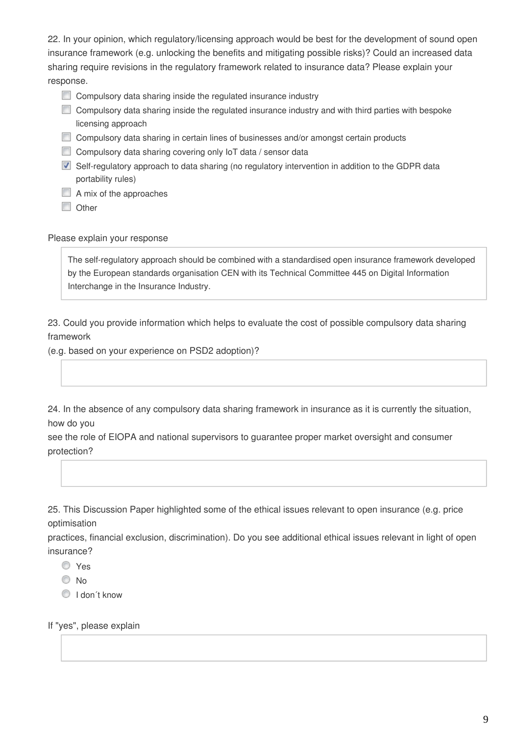22. In your opinion, which regulatory/licensing approach would be best for the development of sound open insurance framework (e.g. unlocking the benefits and mitigating possible risks)? Could an increased data sharing require revisions in the regulatory framework related to insurance data? Please explain your response.

- [ ] Compulsory data sharing inside the regulated insurance industry
- [ ] Compulsory data sharing inside the regulated insurance industry and with third parties with bespoke licensing approach
- [ ] Compulsory data sharing in certain lines of businesses and/or amongst certain products
- [ ] Compulsory data sharing covering only IoT data / sensor data
- [x] Self-regulatory approach to data sharing (no regulatory intervention in addition to the GDPR data portability rules)
- [ ] A mix of the approaches
- [ ] Other

Please explain your response

> The self-regulatory approach should be combined with a standardised open insurance framework developed by the European standards organisation CEN with its Technical Committee 445 on Digital Information Interchange in the Insurance Industry.

23. Could you provide information which helps to evaluate the cost of possible compulsory data sharing framework
(e.g. based on your experience on PSD2 adoption)?

24. In the absence of any compulsory data sharing framework in insurance as it is currently the situation, how do you
see the role of EIOPA and national supervisors to guarantee proper market oversight and consumer protection?

25. This Discussion Paper highlighted some of the ethical issues relevant to open insurance (e.g. price optimisation
practices, financial exclusion, discrimination). Do you see additional ethical issues relevant in light of open insurance?

- ( ) Yes
- ( ) No
- ( ) I don´t know

If "yes", please explain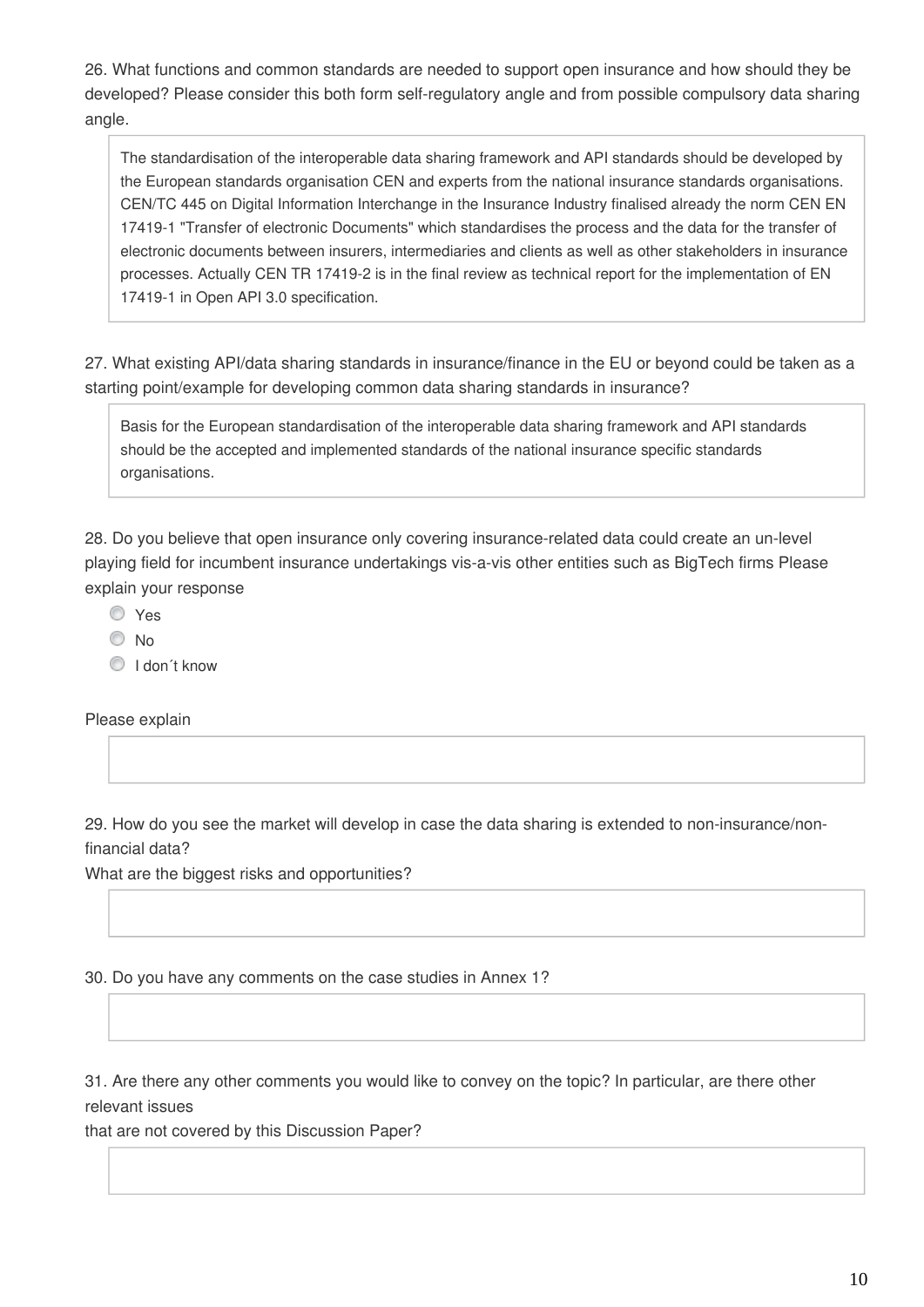26. What functions and common standards are needed to support open insurance and how should they be developed? Please consider this both form self-regulatory angle and from possible compulsory data sharing angle.

> The standardisation of the interoperable data sharing framework and API standards should be developed by the European standards organisation CEN and experts from the national insurance standards organisations. CEN/TC 445 on Digital Information Interchange in the Insurance Industry finalised already the norm CEN EN 17419-1 "Transfer of electronic Documents" which standardises the process and the data for the transfer of electronic documents between insurers, intermediaries and clients as well as other stakeholders in insurance processes. Actually CEN TR 17419-2 is in the final review as technical report for the implementation of EN 17419-1 in Open API 3.0 specification.

27. What existing API/data sharing standards in insurance/finance in the EU or beyond could be taken as a starting point/example for developing common data sharing standards in insurance?

> Basis for the European standardisation of the interoperable data sharing framework and API standards should be the accepted and implemented standards of the national insurance specific standards organisations.

28. Do you believe that open insurance only covering insurance-related data could create an un-level playing field for incumbent insurance undertakings vis-a-vis other entities such as BigTech firms Please explain your response

- Yes
- No
- I don´t know

Please explain

29. How do you see the market will develop in case the data sharing is extended to non-insurance/non-financial data?

What are the biggest risks and opportunities?

30. Do you have any comments on the case studies in Annex 1?

31. Are there any other comments you would like to convey on the topic? In particular, are there other relevant issues

that are not covered by this Discussion Paper?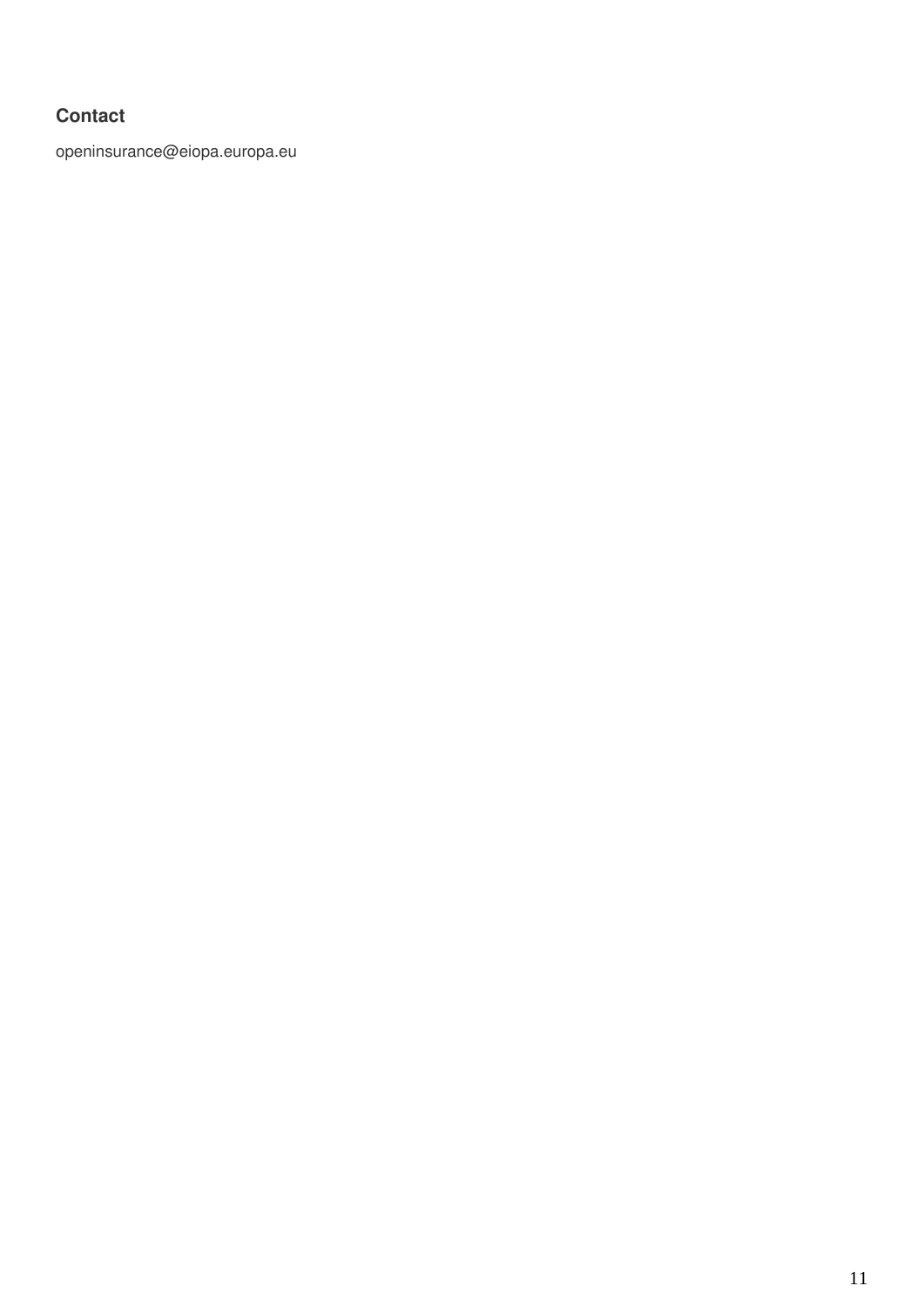## Contact

openinsurance@eiopa.europa.eu